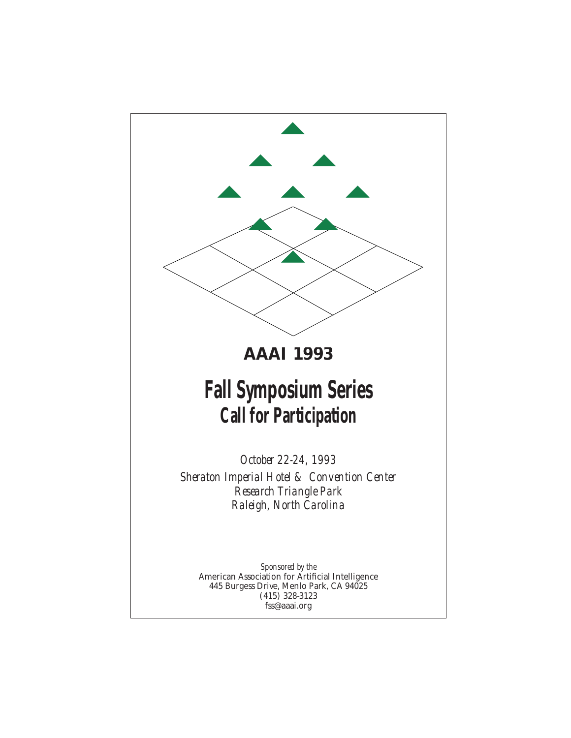# AAAI 1993

# Fall Symposium Series
## Call for Participation

*October 22-24, 1993*

*Sheraton Imperial Hotel & Convention Center*
*Research Triangle Park*
*Raleigh, North Carolina*

*Sponsored by the*
American Association for Artificial Intelligence
445 Burgess Drive, Menlo Park, CA 94025
(415) 328-3123
fss@aaai.org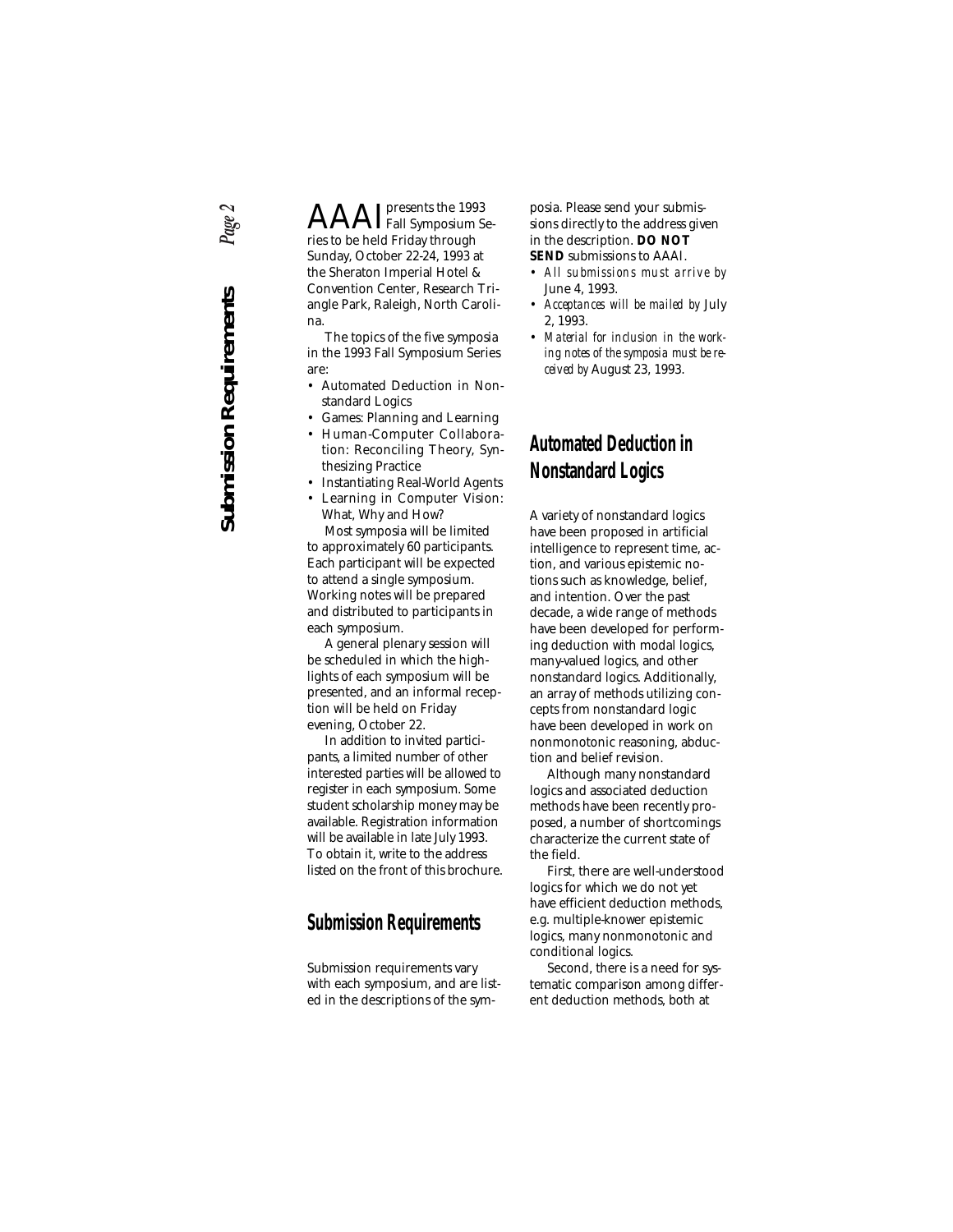AAAI presents the 1993 Fall Symposium Series to be held Friday through Sunday, October 22-24, 1993 at the Sheraton Imperial Hotel & Convention Center, Research Triangle Park, Raleigh, North Carolina.

The topics of the five symposia in the 1993 Fall Symposium Series are:

- Automated Deduction in Nonstandard Logics
- Games: Planning and Learning
- Human-Computer Collaboration: Reconciling Theory, Synthesizing Practice
- Instantiating Real-World Agents
- Learning in Computer Vision: What, Why and How?

Most symposia will be limited to approximately 60 participants. Each participant will be expected to attend a single symposium. Working notes will be prepared and distributed to participants in each symposium.

A general plenary session will be scheduled in which the highlights of each symposium will be presented, and an informal reception will be held on Friday evening, October 22.

In addition to invited participants, a limited number of other interested parties will be allowed to register in each symposium. Some student scholarship money may be available. Registration information will be available in late July 1993. To obtain it, write to the address listed on the front of this brochure.

## Submission Requirements

Submission requirements vary with each symposium, and are listed in the descriptions of the symposia. Please send your submissions directly to the address given in the description. **DO NOT SEND** submissions to AAAI.

- *All submissions must arrive by* June 4, 1993.
- *Acceptances will be mailed by* July 2, 1993.
- *Material for inclusion in the working notes of the symposia must be received by* August 23, 1993.

## Automated Deduction in Nonstandard Logics

A variety of nonstandard logics have been proposed in artificial intelligence to represent time, action, and various epistemic notions such as knowledge, belief, and intention. Over the past decade, a wide range of methods have been developed for performing deduction with modal logics, many-valued logics, and other nonstandard logics. Additionally, an array of methods utilizing concepts from nonstandard logic have been developed in work on nonmonotonic reasoning, abduction and belief revision.

Although many nonstandard logics and associated deduction methods have been recently proposed, a number of shortcomings characterize the current state of the field.

First, there are well-understood logics for which we do not yet have efficient deduction methods, e.g. multiple-knower epistemic logics, many nonmonotonic and conditional logics.

Second, there is a need for systematic comparison among different deduction methods, both at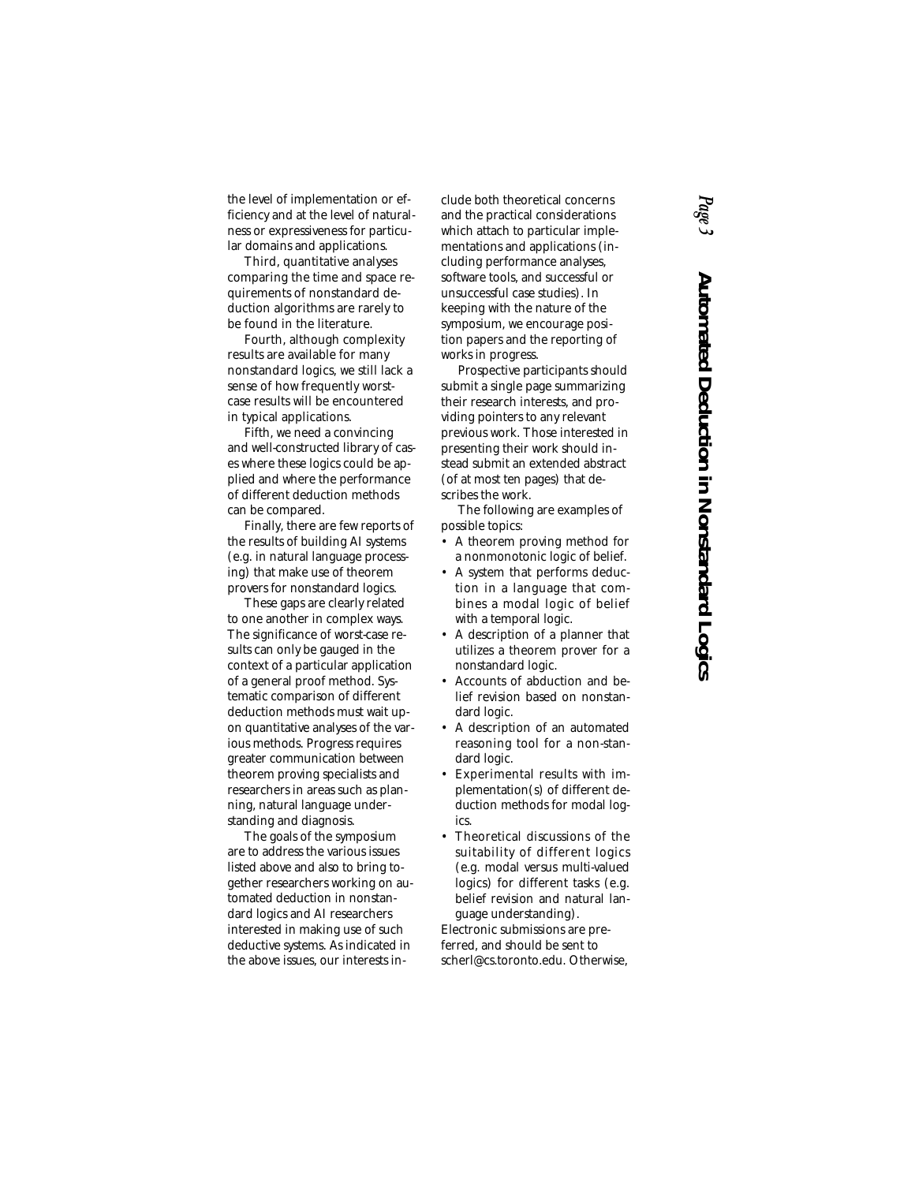the level of implementation or efficiency and at the level of naturalness or expressiveness for particular domains and applications.

Third, quantitative analyses comparing the time and space requirements of nonstandard deduction algorithms are rarely to be found in the literature.

Fourth, although complexity results are available for many nonstandard logics, we still lack a sense of how frequently worst-case results will be encountered in typical applications.

Fifth, we need a convincing and well-constructed library of cases where these logics could be applied and where the performance of different deduction methods can be compared.

Finally, there are few reports of the results of building AI systems (e.g. in natural language processing) that make use of theorem provers for nonstandard logics.

These gaps are clearly related to one another in complex ways. The significance of worst-case results can only be gauged in the context of a particular application of a general proof method. Systematic comparison of different deduction methods must wait upon quantitative analyses of the various methods. Progress requires greater communication between theorem proving specialists and researchers in areas such as planning, natural language understanding and diagnosis.

The goals of the symposium are to address the various issues listed above and also to bring together researchers working on automated deduction in nonstandard logics and AI researchers interested in making use of such deductive systems. As indicated in the above issues, our interests include both theoretical concerns and the practical considerations which attach to particular implementations and applications (including performance analyses, software tools, and successful or unsuccessful case studies). In keeping with the nature of the symposium, we encourage position papers and the reporting of works in progress.

Prospective participants should submit a single page summarizing their research interests, and providing pointers to any relevant previous work. Those interested in presenting their work should instead submit an extended abstract (of at most ten pages) that describes the work.

The following are examples of possible topics:

- A theorem proving method for a nonmonotonic logic of belief.
- A system that performs deduction in a language that combines a modal logic of belief with a temporal logic.
- A description of a planner that utilizes a theorem prover for a nonstandard logic.
- Accounts of abduction and belief revision based on nonstandard logic.
- A description of an automated reasoning tool for a non-standard logic.
- Experimental results with implementation(s) of different deduction methods for modal logics.
- Theoretical discussions of the suitability of different logics (e.g. modal versus multi-valued logics) for different tasks (e.g. belief revision and natural language understanding).

Electronic submissions are preferred, and should be sent to scherl@cs.toronto.edu. Otherwise,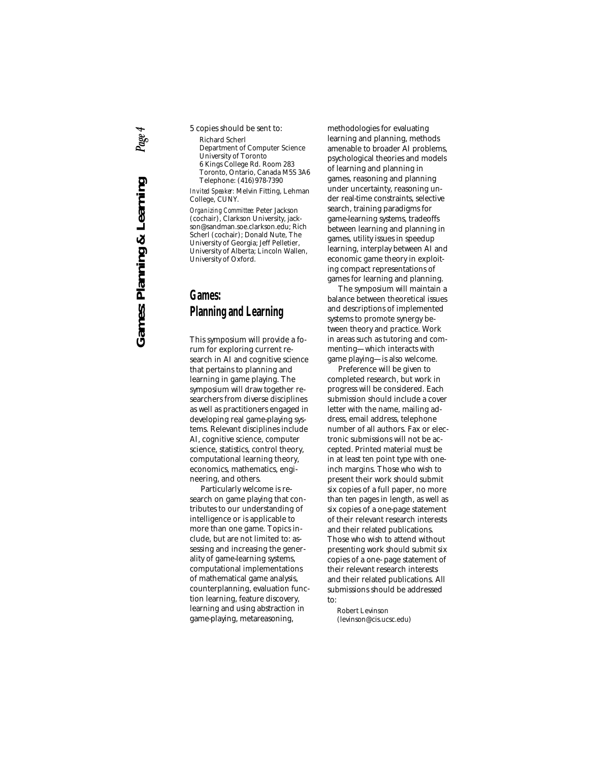5 copies should be sent to:

Richard Scherl
Department of Computer Science
University of Toronto
6 Kings College Rd. Room 283
Toronto, Ontario, Canada M5S 3A6
Telephone: (416) 978-7390

*Invited Speaker:* Melvin Fitting, Lehman College, CUNY.

*Organizing Committee:* Peter Jackson (cochair), Clarkson University, jackson@sandman.soe.clarkson.edu; Rich Scherl (cochair); Donald Nute, The University of Georgia; Jeff Pelletier, University of Alberta; Lincoln Wallen, University of Oxford.

## Games: Planning and Learning

This symposium will provide a forum for exploring current research in AI and cognitive science that pertains to planning and learning in game playing. The symposium will draw together researchers from diverse disciplines as well as practitioners engaged in developing real game-playing systems. Relevant disciplines include AI, cognitive science, computer science, statistics, control theory, computational learning theory, economics, mathematics, engineering, and others.

Particularly welcome is research on game playing that contributes to our understanding of intelligence or is applicable to more than one game. Topics include, but are not limited to: assessing and increasing the generality of game-learning systems, computational implementations of mathematical game analysis, counterplanning, evaluation function learning, feature discovery, learning and using abstraction in game-playing, metareasoning, methodologies for evaluating learning and planning, methods amenable to broader AI problems, psychological theories and models of learning and planning in games, reasoning and planning under uncertainty, reasoning under real-time constraints, selective search, training paradigms for game-learning systems, tradeoffs between learning and planning in games, utility issues in speedup learning, interplay between AI and economic game theory in exploiting compact representations of games for learning and planning.

The symposium will maintain a balance between theoretical issues and descriptions of implemented systems to promote synergy between theory and practice. Work in areas such as tutoring and commenting—which interacts with game playing—is also welcome.

Preference will be given to completed research, but work in progress will be considered. Each submission should include a cover letter with the name, mailing address, email address, telephone number of all authors. Fax or electronic submissions will not be accepted. Printed material must be in at least ten point type with one-inch margins. Those who wish to present their work should submit six copies of a full paper, no more than ten pages in length, as well as six copies of a one-page statement of their relevant research interests and their related publications. Those who wish to attend without presenting work should submit six copies of a one- page statement of their relevant research interests and their related publications. All submissions should be addressed to:

Robert Levinson
(levinson@cis.ucsc.edu)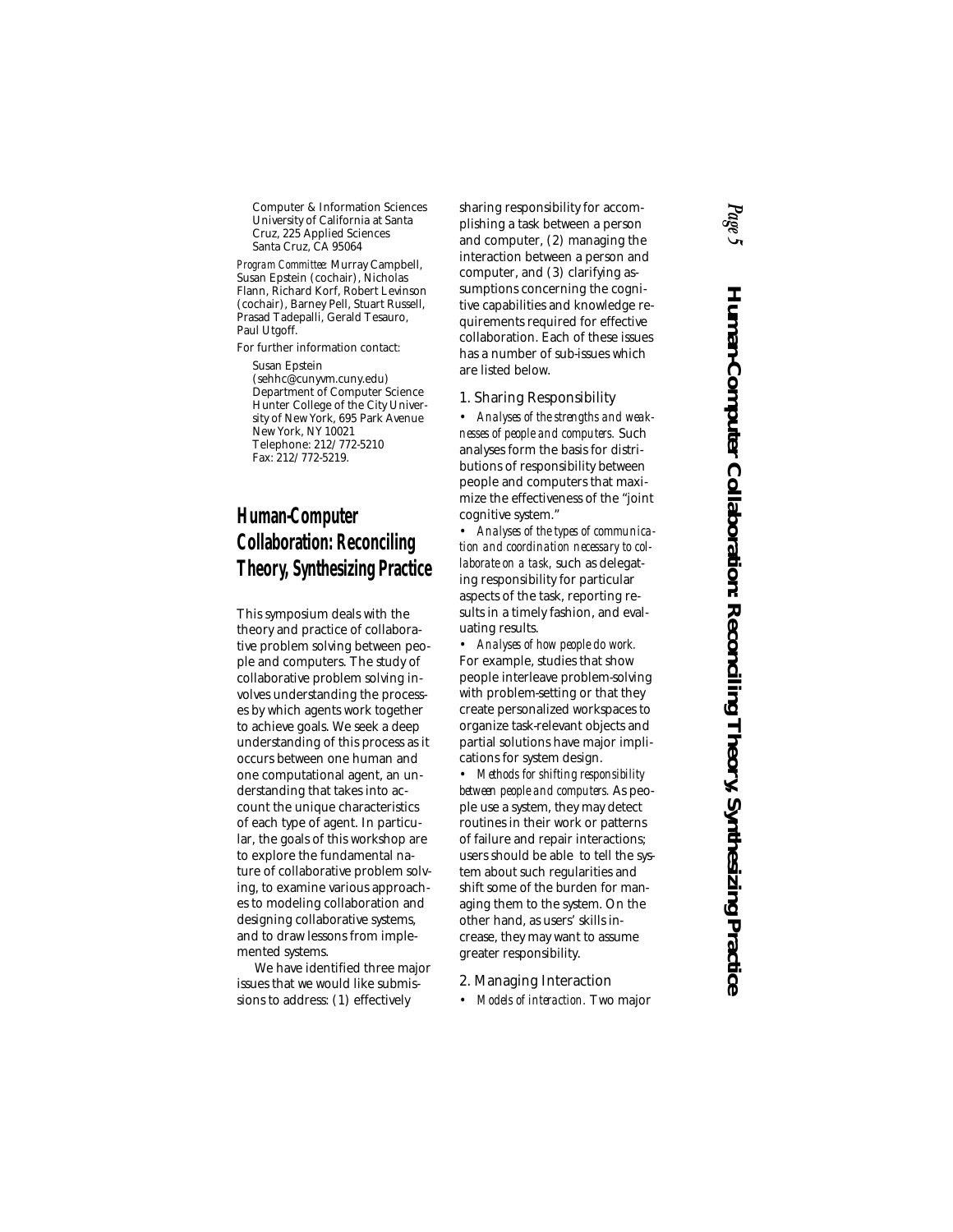Computer & Information Sciences
University of California at Santa Cruz, 225 Applied Sciences
Santa Cruz, CA 95064

*Program Committee:* Murray Campbell, Susan Epstein (cochair), Nicholas Flann, Richard Korf, Robert Levinson (cochair), Barney Pell, Stuart Russell, Prasad Tadepalli, Gerald Tesauro, Paul Utgoff.

For further information contact:

Susan Epstein
(sehhc@cunyvm.cuny.edu)
Department of Computer Science
Hunter College of the City University of New York, 695 Park Avenue
New York, NY 10021
Telephone: 212/772-5210
Fax: 212/772-5219.

## Human-Computer Collaboration: Reconciling Theory, Synthesizing Practice

This symposium deals with the theory and practice of collaborative problem solving between people and computers. The study of collaborative problem solving involves understanding the processes by which agents work together to achieve goals. We seek a deep understanding of this process as it occurs between one human and one computational agent, an understanding that takes into account the unique characteristics of each type of agent. In particular, the goals of this workshop are to explore the fundamental nature of collaborative problem solving, to examine various approaches to modeling collaboration and designing collaborative systems, and to draw lessons from implemented systems.

We have identified three major issues that we would like submissions to address: (1) effectively sharing responsibility for accomplishing a task between a person and computer, (2) managing the interaction between a person and computer, and (3) clarifying assumptions concerning the cognitive capabilities and knowledge requirements required for effective collaboration. Each of these issues has a number of sub-issues which are listed below.

### 1. Sharing Responsibility

- *Analyses of the strengths and weaknesses of people and computers.* Such analyses form the basis for distributions of responsibility between people and computers that maximize the effectiveness of the "joint cognitive system."
- *Analyses of the types of communication and coordination necessary to collaborate on a task,* such as delegating responsibility for particular aspects of the task, reporting results in a timely fashion, and evaluating results.
- *Analyses of how people do work.* For example, studies that show people interleave problem-solving with problem-setting or that they create personalized workspaces to organize task-relevant objects and partial solutions have major implications for system design.
- *Methods for shifting responsibility between people and computers.* As people use a system, they may detect routines in their work or patterns of failure and repair interactions; users should be able to tell the system about such regularities and shift some of the burden for managing them to the system. On the other hand, as users' skills increase, they may want to assume greater responsibility.

### 2. Managing Interaction

- *Models of interaction.* Two major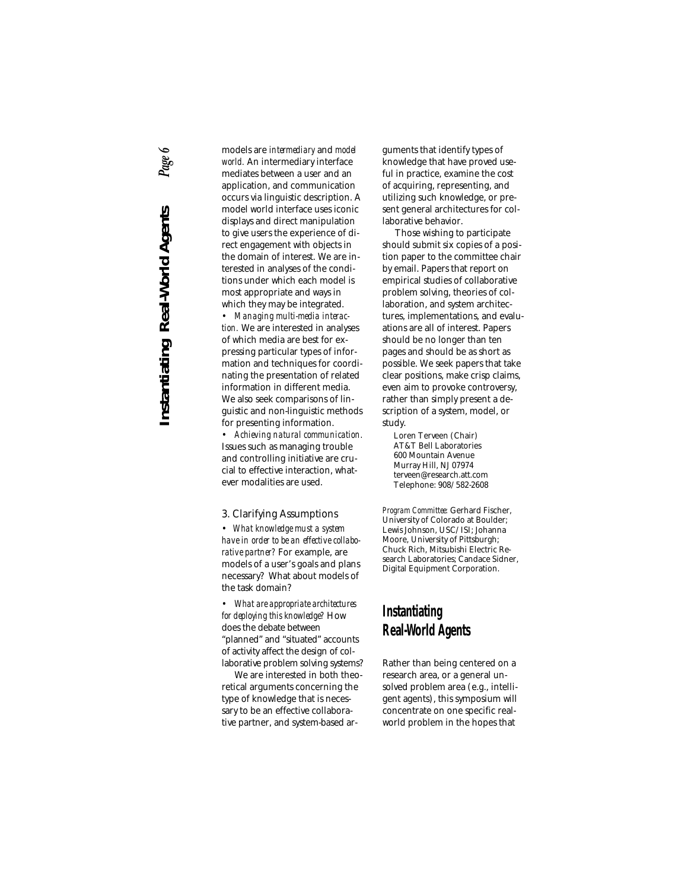models are *intermediary* and *model world*. An intermediary interface mediates between a user and an application, and communication occurs via linguistic description. A model world interface uses iconic displays and direct manipulation to give users the experience of direct engagement with objects in the domain of interest. We are interested in analyses of the conditions under which each model is most appropriate and ways in which they may be integrated.

• *Managing multi-media interaction.* We are interested in analyses of which media are best for expressing particular types of information and techniques for coordinating the presentation of related information in different media. We also seek comparisons of linguistic and non-linguistic methods for presenting information.

• *Achieving natural communication.* Issues such as managing trouble and controlling initiative are crucial to effective interaction, whatever modalities are used.

### 3. Clarifying Assumptions

• *What knowledge must a system have in order to be an effective collaborative partner?* For example, are models of a user's goals and plans necessary? What about models of the task domain?

• *What are appropriate architectures for deploying this knowledge?* How does the debate between "planned" and "situated" accounts of activity affect the design of collaborative problem solving systems?

We are interested in both theoretical arguments concerning the type of knowledge that is necessary to be an effective collaborative partner, and system-based arguments that identify types of knowledge that have proved useful in practice, examine the cost of acquiring, representing, and utilizing such knowledge, or present general architectures for collaborative behavior.

Those wishing to participate should submit six copies of a position paper to the committee chair by email. Papers that report on empirical studies of collaborative problem solving, theories of collaboration, and system architectures, implementations, and evaluations are all of interest. Papers should be no longer than ten pages and should be as short as possible. We seek papers that take clear positions, make crisp claims, even aim to provoke controversy, rather than simply present a description of a system, model, or study.

Loren Terveen (Chair)
AT&T Bell Laboratories
600 Mountain Avenue
Murray Hill, NJ 07974
terveen@research.att.com
Telephone: 908/ 582-2608

*Program Committee:* Gerhard Fischer, University of Colorado at Boulder; Lewis Johnson, USC/ ISI; Johanna Moore, University of Pittsburgh; Chuck Rich, Mitsubishi Electric Research Laboratories; Candace Sidner, Digital Equipment Corporation.

## Instantiating Real-World Agents

Rather than being centered on a research area, or a general unsolved problem area (e.g., intelligent agents), this symposium will concentrate on one specific real-world problem in the hopes that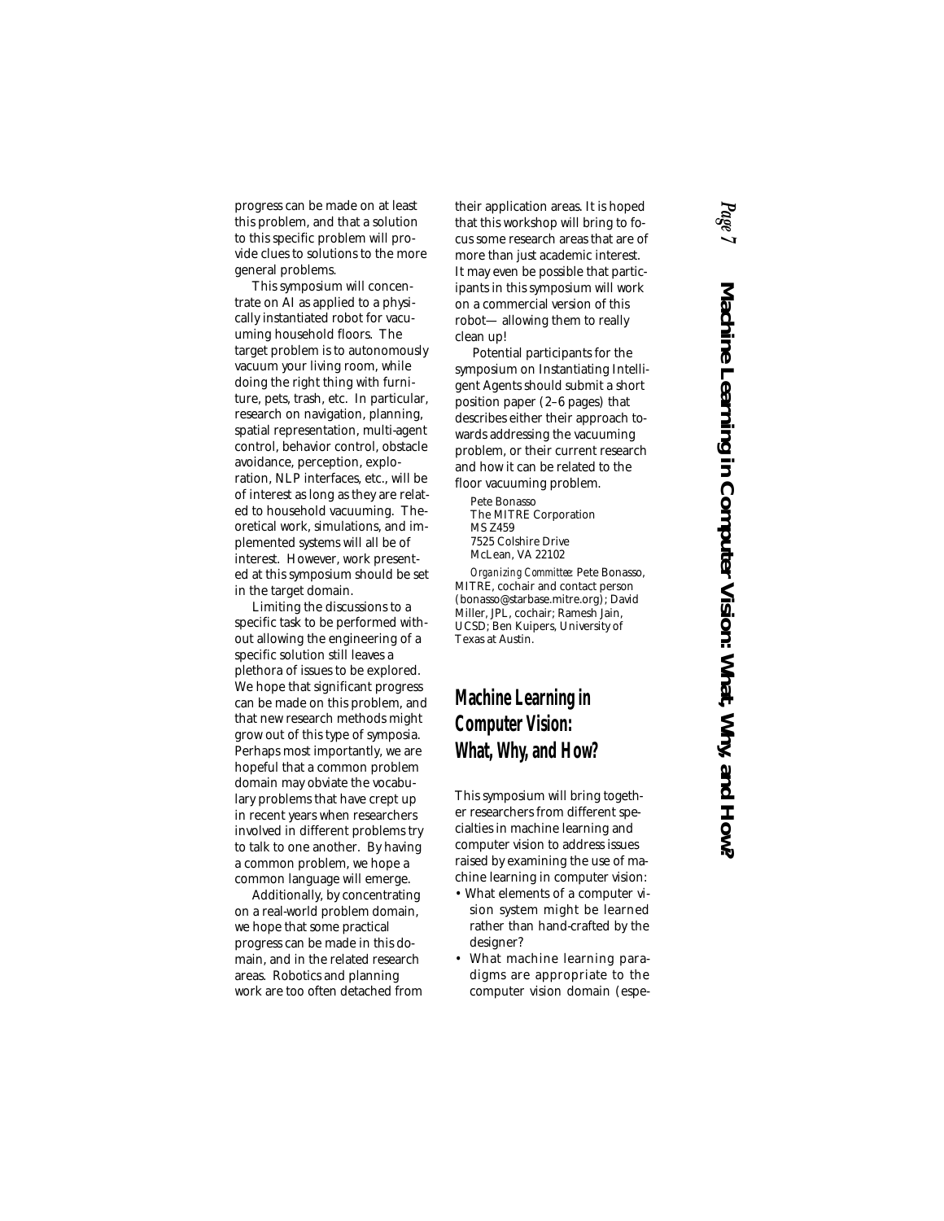progress can be made on at least this problem, and that a solution to this specific problem will provide clues to solutions to the more general problems.

This symposium will concentrate on AI as applied to a physically instantiated robot for vacuuming household floors. The target problem is to autonomously vacuum your living room, while doing the right thing with furniture, pets, trash, etc. In particular, research on navigation, planning, spatial representation, multi-agent control, behavior control, obstacle avoidance, perception, exploration, NLP interfaces, etc., will be of interest as long as they are related to household vacuuming. Theoretical work, simulations, and implemented systems will all be of interest. However, work presented at this symposium should be set in the target domain.

Limiting the discussions to a specific task to be performed without allowing the engineering of a specific solution still leaves a plethora of issues to be explored. We hope that significant progress can be made on this problem, and that new research methods might grow out of this type of symposia. Perhaps most importantly, we are hopeful that a common problem domain may obviate the vocabulary problems that have crept up in recent years when researchers involved in different problems try to talk to one another. By having a common problem, we hope a common language will emerge.

Additionally, by concentrating on a real-world problem domain, we hope that some practical progress can be made in this domain, and in the related research areas. Robotics and planning work are too often detached from their application areas. It is hoped that this workshop will bring to focus some research areas that are of more than just academic interest. It may even be possible that participants in this symposium will work on a commercial version of this robot— allowing them to really clean up!

Potential participants for the symposium on Instantiating Intelligent Agents should submit a short position paper (2–6 pages) that describes either their approach towards addressing the vacuuming problem, or their current research and how it can be related to the floor vacuuming problem.

Pete Bonasso
The MITRE Corporation
MS Z459
7525 Colshire Drive
McLean, VA 22102

*Organizing Committee:* Pete Bonasso, MITRE, cochair and contact person (bonasso@starbase.mitre.org); David Miller, JPL, cochair; Ramesh Jain, UCSD; Ben Kuipers, University of Texas at Austin.

## Machine Learning in Computer Vision: What, Why, and How?

This symposium will bring together researchers from different specialties in machine learning and computer vision to address issues raised by examining the use of machine learning in computer vision:

- What elements of a computer vision system might be learned rather than hand-crafted by the designer?
- What machine learning paradigms are appropriate to the computer vision domain (espe-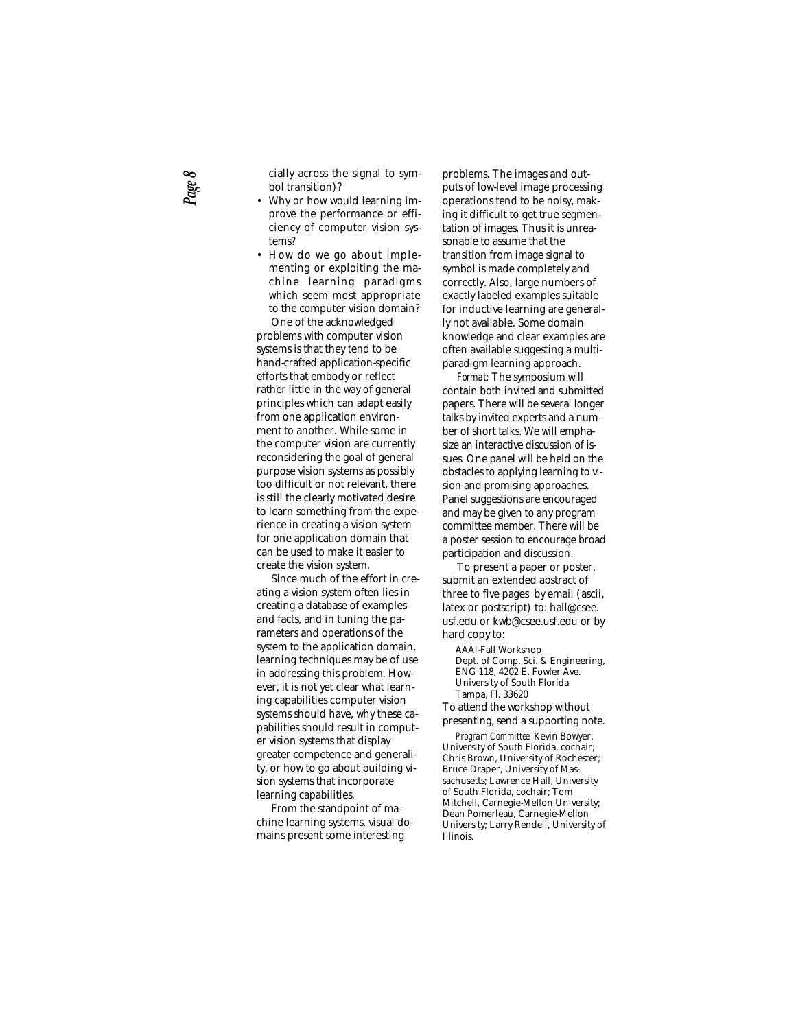cially across the signal to symbol transition)?

- Why or how would learning improve the performance or efficiency of computer vision systems?
- How do we go about implementing or exploiting the machine learning paradigms which seem most appropriate to the computer vision domain?

One of the acknowledged problems with computer vision systems is that they tend to be hand-crafted application-specific efforts that embody or reflect rather little in the way of general principles which can adapt easily from one application environment to another. While some in the computer vision are currently reconsidering the goal of general purpose vision systems as possibly too difficult or not relevant, there is still the clearly motivated desire to learn something from the experience in creating a vision system for one application domain that can be used to make it easier to create the vision system.

Since much of the effort in creating a vision system often lies in creating a database of examples and facts, and in tuning the parameters and operations of the system to the application domain, learning techniques may be of use in addressing this problem. However, it is not yet clear what learning capabilities computer vision systems should have, why these capabilities should result in computer vision systems that display greater competence and generality, or how to go about building vision systems that incorporate learning capabilities.

From the standpoint of machine learning systems, visual domains present some interesting problems. The images and outputs of low-level image processing operations tend to be noisy, making it difficult to get true segmentation of images. Thus it is unreasonable to assume that the transition from image signal to symbol is made completely and correctly. Also, large numbers of exactly labeled examples suitable for inductive learning are generally not available. Some domain knowledge and clear examples are often available suggesting a multi-paradigm learning approach.

*Format*: The symposium will contain both invited and submitted papers. There will be several longer talks by invited experts and a number of short talks. We will emphasize an interactive discussion of issues. One panel will be held on the obstacles to applying learning to vision and promising approaches. Panel suggestions are encouraged and may be given to any program committee member. There will be a poster session to encourage broad participation and discussion.

To present a paper or poster, submit an extended abstract of three to five pages by email (ascii, latex or postscript) to: hall@csee.usf.edu or kwb@csee.usf.edu or by hard copy to:

AAAI-Fall Workshop
Dept. of Comp. Sci. & Engineering,
ENG 118, 4202 E. Fowler Ave.
University of South Florida
Tampa, Fl. 33620

To attend the workshop without presenting, send a supporting note.

*Program Committee:* Kevin Bowyer, University of South Florida, cochair; Chris Brown, University of Rochester; Bruce Draper, University of Massachusetts; Lawrence Hall, University of South Florida, cochair; Tom Mitchell, Carnegie-Mellon University; Dean Pomerleau, Carnegie-Mellon University; Larry Rendell, University of Illinois.